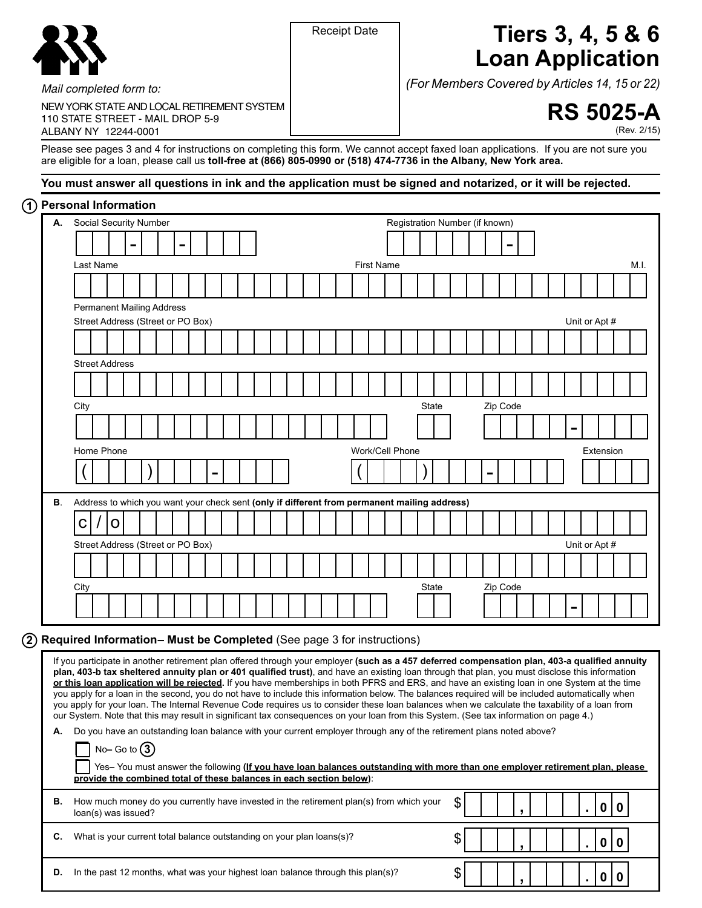Mail completed form to:

NEW YORK STATE AND LOCAL RETIREMENT SYSTEM
110 STATE STREET - MAIL DROP 5-9
ALBANY NY 12244-0001

Receipt Date

# Tiers 3, 4, 5 & 6 Loan Application

*(For Members Covered by Articles 14, 15 or 22)*

## RS 5025-A

(Rev. 2/15)

Please see pages 3 and 4 for instructions on completing this form. We cannot accept faxed loan applications. If you are not sure you are eligible for a loan, please call us **toll-free at (866) 805-0990 or (518) 474-7736 in the Albany, New York area.**

**You must answer all questions in ink and the application must be signed and notarized, or it will be rejected.**

## ① Personal Information

**A.** Social Security Number ___ - ___ - ___

Registration Number (if known) ___ - ___

Last Name ___ First Name ___ M.I. ___

Permanent Mailing Address

Street Address (Street or PO Box) ___ Unit or Apt # ___

Street Address ___

City ___ State ___ Zip Code ___ - ___

Home Phone ( ) ___ - ___

Work/Cell Phone ( ) ___ - ___ Extension ___

**B.** Address to which you want your check sent **(only if different from permanent mailing address)**

c/o ___

Street Address (Street or PO Box) ___ Unit or Apt # ___

City ___ State ___ Zip Code ___ - ___

## ② Required Information– Must be Completed (See page 3 for instructions)

If you participate in another retirement plan offered through your employer **(such as a 457 deferred compensation plan, 403-a qualified annuity plan, 403-b tax sheltered annuity plan or 401 qualified trust)**, and have an existing loan through that plan, you must disclose this information **or this loan application will be rejected.** If you have memberships in both PFRS and ERS, and have an existing loan in one System at the time you apply for a loan in the second, you do not have to include this information below. The balances required will be included automatically when you apply for your loan. The Internal Revenue Code requires us to consider these loan balances when we calculate the taxability of a loan from our System. Note that this may result in significant tax consequences on your loan from this System. (See tax information on page 4.)

**A.** Do you have an outstanding loan balance with your current employer through any of the retirement plans noted above?

☐ No– Go to ③

☐ Yes– You must answer the following **(If you have loan balances outstanding with more than one employer retirement plan, please provide the combined total of these balances in each section below)**:

**B.** How much money do you currently have invested in the retirement plan(s) from which your loan(s) was issued? $ ___ , ___ . 00

**C.** What is your current total balance outstanding on your plan loans(s)? $ ___ , ___ . 00

**D.** In the past 12 months, what was your highest loan balance through this plan(s)? $ ___ , ___ . 00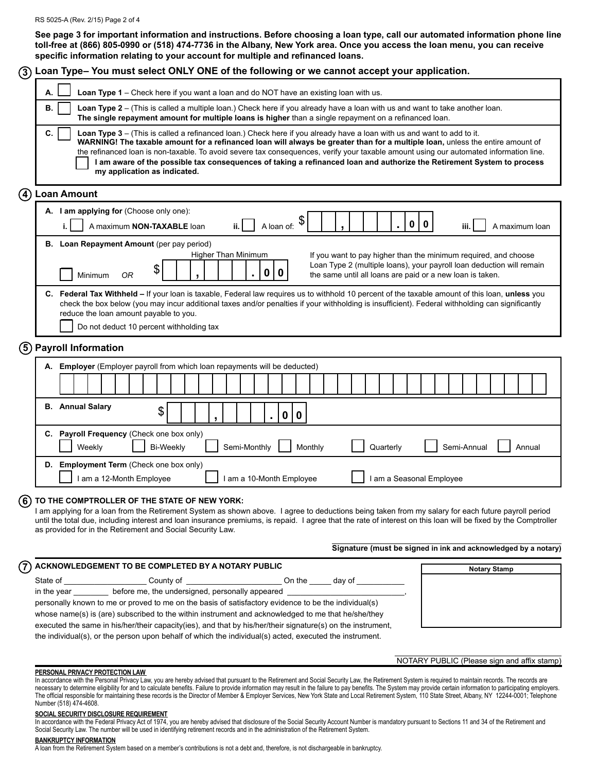**See page 3 for important information and instructions. Before choosing a loan type, call our automated information phone line toll-free at (866) 805-0990 or (518) 474-7736 in the Albany, New York area. Once you access the loan menu, you can receive specific information relating to your account for multiple and refinanced loans.**

## ③ Loan Type– You must select ONLY ONE of the following or we cannot accept your application.

**A.** ☐ **Loan Type 1** – Check here if you want a loan and do NOT have an existing loan with us.

**B.** ☐ **Loan Type 2** – (This is called a multiple loan.) Check here if you already have a loan with us and want to take another loan. **The single repayment amount for multiple loans is higher** than a single repayment on a refinanced loan.

**C.** ☐ **Loan Type 3** – (This is called a refinanced loan.) Check here if you already have a loan with us and want to add to it. **WARNING! The taxable amount for a refinanced loan will always be greater than for a multiple loan,** unless the entire amount of the refinanced loan is non-taxable. To avoid severe tax consequences, verify your taxable amount using our automated information line.

☐ **I am aware of the possible tax consequences of taking a refinanced loan and authorize the Retirement System to process my application as indicated.**

## ④ Loan Amount

**A. I am applying for** (Choose only one):

i. ☐ A maximum **NON-TAXABLE** loan ii. ☐ A loan of: $ ___ , ___ . 0 0 iii. ☐ A maximum loan

**B. Loan Repayment Amount** (per pay period)

☐ Minimum *OR* Higher Than Minimum $ ___ , ___ . 0 0

If you want to pay higher than the minimum required, and choose Loan Type 2 (multiple loans), your payroll loan deduction will remain the same until all loans are paid or a new loan is taken.

**C. Federal Tax Withheld –** If your loan is taxable, Federal law requires us to withhold 10 percent of the taxable amount of this loan, **unless** you check the box below (you may incur additional taxes and/or penalties if your withholding is insufficient). Federal withholding can significantly reduce the loan amount payable to you.

☐ Do not deduct 10 percent withholding tax

## ⑤ Payroll Information

**A. Employer** (Employer payroll from which loan repayments will be deducted)

______________________________________________

**B. Annual Salary** $ ___ , ___ . 0 0

**C. Payroll Frequency** (Check one box only)

☐ Weekly ☐ Bi-Weekly ☐ Semi-Monthly ☐ Monthly ☐ Quarterly ☐ Semi-Annual ☐ Annual

**D. Employment Term** (Check one box only)

☐ I am a 12-Month Employee ☐ I am a 10-Month Employee ☐ I am a Seasonal Employee

## ⑥ TO THE COMPTROLLER OF THE STATE OF NEW YORK:

I am applying for a loan from the Retirement System as shown above. I agree to deductions being taken from my salary for each future payroll period until the total due, including interest and loan insurance premiums, is repaid. I agree that the rate of interest on this loan will be fixed by the Comptroller as provided for in the Retirement and Social Security Law.

______________________________________________
**Signature (must be signed in ink and acknowledged by a notary)**

## ⑦ ACKNOWLEDGEMENT TO BE COMPLETED BY A NOTARY PUBLIC

State of __________________ County of ______________________ On the _____ day of ___________ in the year ________ before me, the undersigned, personally appeared ___________________________, personally known to me or proved to me on the basis of satisfactory evidence to be the individual(s) whose name(s) is (are) subscribed to the within instrument and acknowledged to me that he/she/they executed the same in his/her/their capacity(ies), and that by his/her/their signature(s) on the instrument, the individual(s), or the person upon behalf of which the individual(s) acted, executed the instrument.

**Notary Stamp**

______________________________________________
NOTARY PUBLIC (Please sign and affix stamp)

**PERSONAL PRIVACY PROTECTION LAW**

In accordance with the Personal Privacy Law, you are hereby advised that pursuant to the Retirement and Social Security Law, the Retirement System is required to maintain records. The records are necessary to determine eligibility for and to calculate benefits. Failure to provide information may result in the failure to pay benefits. The System may provide certain information to participating employers. The official responsible for maintaining these records is the Director of Member & Employer Services, New York State and Local Retirement System, 110 State Street, Albany, NY 12244-0001; Telephone Number (518) 474-4608.

**SOCIAL SECURITY DISCLOSURE REQUIREMENT**

In accordance with the Federal Privacy Act of 1974, you are hereby advised that disclosure of the Social Security Account Number is mandatory pursuant to Sections 11 and 34 of the Retirement and Social Security Law. The number will be used in identifying retirement records and in the administration of the Retirement System.

**BANKRUPTCY INFORMATION**

A loan from the Retirement System based on a member's contributions is not a debt and, therefore, is not dischargeable in bankruptcy.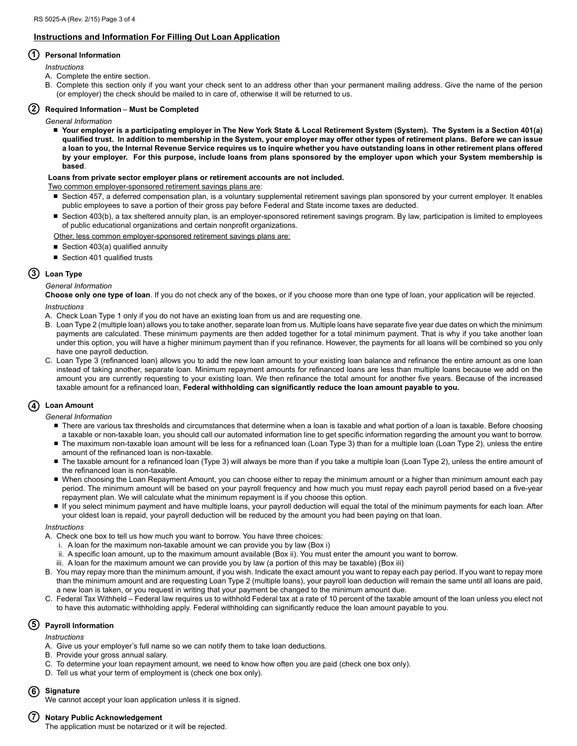## Instructions and Information For Filling Out Loan Application

### ① Personal Information

*Instructions*

A. Complete the entire section.

B. Complete this section only if you want your check sent to an address other than your permanent mailing address. Give the name of the person (or employer) the check should be mailed to in care of, otherwise it will be returned to us.

### ② Required Information – Must be Completed

*General Information*

- **Your employer is a participating employer in The New York State & Local Retirement System (System). The System is a Section 401(a) qualified trust. In addition to membership in the System, your employer may offer other types of retirement plans. Before we can issue a loan to you, the Internal Revenue Service requires us to inquire whether you have outstanding loans in other retirement plans offered by your employer. For this purpose, include loans from plans sponsored by the employer upon which your System membership is based**.

**Loans from private sector employer plans or retirement accounts are not included.**

Two common employer-sponsored retirement savings plans are:

- Section 457, a deferred compensation plan, is a voluntary supplemental retirement savings plan sponsored by your current employer. It enables public employees to save a portion of their gross pay before Federal and State income taxes are deducted.
- Section 403(b), a tax sheltered annuity plan, is an employer-sponsored retirement savings program. By law, participation is limited to employees of public educational organizations and certain nonprofit organizations.

Other, less common employer-sponsored retirement savings plans are:

- Section 403(a) qualified annuity
- Section 401 qualified trusts

### ③ Loan Type

*General Information*

**Choose only one type of loan**. If you do not check any of the boxes, or if you choose more than one type of loan, your application will be rejected.

*Instructions*

A. Check Loan Type 1 only if you do not have an existing loan from us and are requesting one.

B. Loan Type 2 (multiple loan) allows you to take another, separate loan from us. Multiple loans have separate five year due dates on which the minimum payments are calculated. These minimum payments are then added together for a total minimum payment. That is why if you take another loan under this option, you will have a higher minimum payment than if you refinance. However, the payments for all loans will be combined so you only have one payroll deduction.

C. Loan Type 3 (refinanced loan) allows you to add the new loan amount to your existing loan balance and refinance the entire amount as one loan instead of taking another, separate loan. Minimum repayment amounts for refinanced loans are less than multiple loans because we add on the amount you are currently requesting to your existing loan. We then refinance the total amount for another five years. Because of the increased taxable amount for a refinanced loan, **Federal withholding can significantly reduce the loan amount payable to you.**

### ④ Loan Amount

*General Information*

- There are various tax thresholds and circumstances that determine when a loan is taxable and what portion of a loan is taxable. Before choosing a taxable or non-taxable loan, you should call our automated information line to get specific information regarding the amount you want to borrow.
- The maximum non-taxable loan amount will be less for a refinanced loan (Loan Type 3) than for a multiple loan (Loan Type 2), unless the entire amount of the refinanced loan is non-taxable.
- The taxable amount for a refinanced loan (Type 3) will always be more than if you take a multiple loan (Loan Type 2), unless the entire amount of the refinanced loan is non-taxable.
- When choosing the Loan Repayment Amount, you can choose either to repay the minimum amount or a higher than minimum amount each pay period. The minimum amount will be based on your payroll frequency and how much you must repay each payroll period based on a five-year repayment plan. We will calculate what the minimum repayment is if you choose this option.
- If you select minimum payment and have multiple loans, your payroll deduction will equal the total of the minimum payments for each loan. After your oldest loan is repaid, your payroll deduction will be reduced by the amount you had been paying on that loan.

*Instructions*

A. Check one box to tell us how much you want to borrow. You have three choices:
   1. A loan for the maximum non-taxable amount we can provide you by law (Box i)
   2. A specific loan amount, up to the maximum amount available (Box ii). You must enter the amount you want to borrow.
   3. A loan for the maximum amount we can provide you by law (a portion of this may be taxable) (Box iii)

B. You may repay more than the minimum amount, if you wish. Indicate the exact amount you want to repay each pay period. If you want to repay more than the minimum amount and are requesting Loan Type 2 (multiple loans), your payroll loan deduction will remain the same until all loans are paid, a new loan is taken, or you request in writing that your payment be changed to the minimum amount due.

C. Federal Tax Withheld – Federal law requires us to withhold Federal tax at a rate of 10 percent of the taxable amount of the loan unless you elect not to have this automatic withholding apply. Federal withholding can significantly reduce the loan amount payable to you.

### ⑤ Payroll Information

*Instructions*

A. Give us your employer's full name so we can notify them to take loan deductions.

B. Provide your gross annual salary.

C. To determine your loan repayment amount, we need to know how often you are paid (check one box only).

D. Tell us what your term of employment is (check one box only).

### ⑥ Signature

We cannot accept your loan application unless it is signed.

### ⑦ Notary Public Acknowledgement

The application must be notarized or it will be rejected.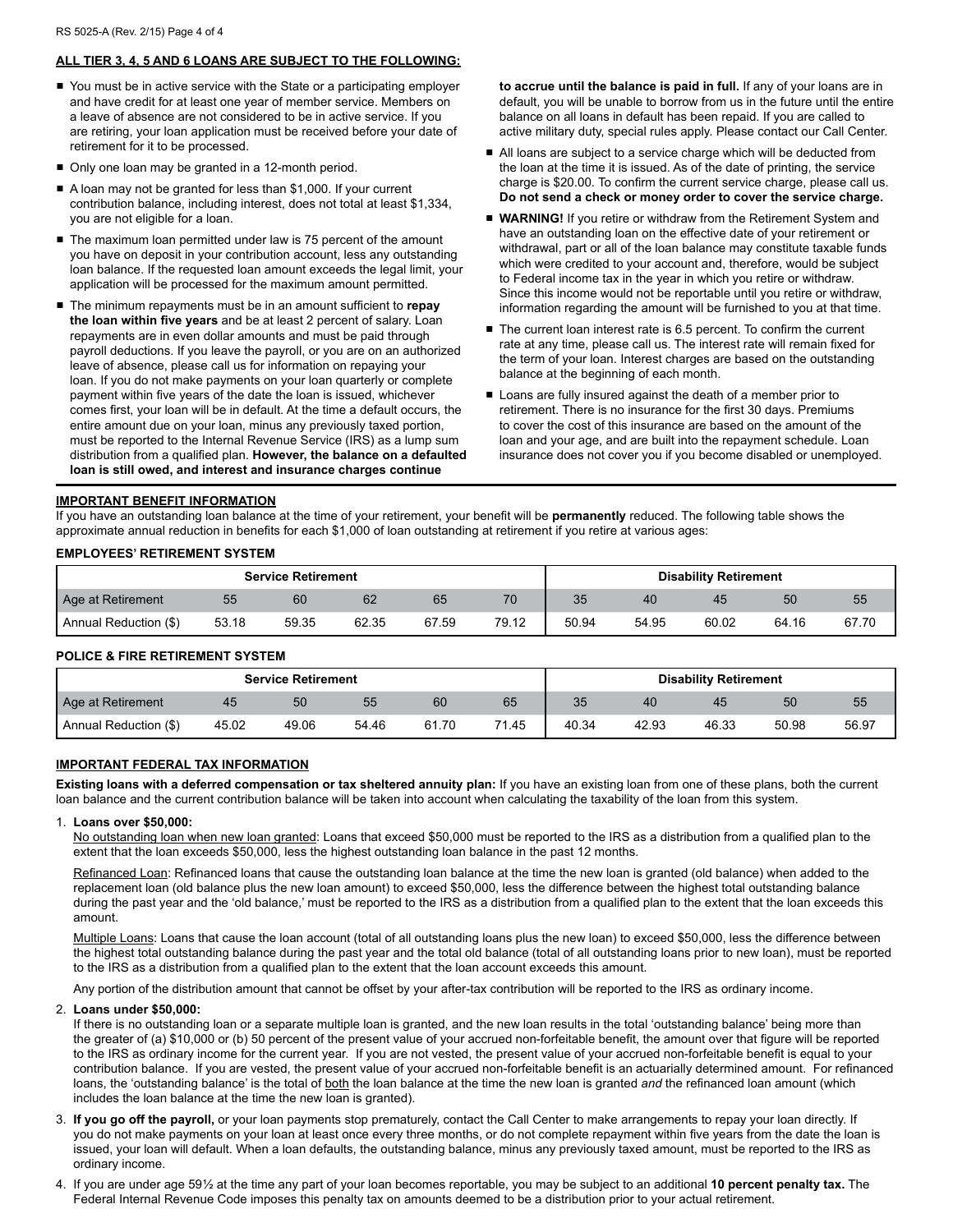## ALL TIER 3, 4, 5 AND 6 LOANS ARE SUBJECT TO THE FOLLOWING:

- You must be in active service with the State or a participating employer and have credit for at least one year of member service. Members on a leave of absence are not considered to be in active service. If you are retiring, your loan application must be received before your date of retirement for it to be processed.
- Only one loan may be granted in a 12-month period.
- A loan may not be granted for less than $1,000. If your current contribution balance, including interest, does not total at least $1,334, you are not eligible for a loan.
- The maximum loan permitted under law is 75 percent of the amount you have on deposit in your contribution account, less any outstanding loan balance. If the requested loan amount exceeds the legal limit, your application will be processed for the maximum amount permitted.
- The minimum repayments must be in an amount sufficient to **repay the loan within five years** and be at least 2 percent of salary. Loan repayments are in even dollar amounts and must be paid through payroll deductions. If you leave the payroll, or you are on an authorized leave of absence, please call us for information on repaying your loan. If you do not make payments on your loan quarterly or complete payment within five years of the date the loan is issued, whichever comes first, your loan will be in default. At the time a default occurs, the entire amount due on your loan, minus any previously taxed portion, must be reported to the Internal Revenue Service (IRS) as a lump sum distribution from a qualified plan. **However, the balance on a defaulted loan is still owed, and interest and insurance charges continue to accrue until the balance is paid in full.** If any of your loans are in default, you will be unable to borrow from us in the future until the entire balance on all loans in default has been repaid. If you are called to active military duty, special rules apply. Please contact our Call Center.
- All loans are subject to a service charge which will be deducted from the loan at the time it is issued. As of the date of printing, the service charge is $20.00. To confirm the current service charge, please call us. **Do not send a check or money order to cover the service charge.**
- **WARNING!** If you retire or withdraw from the Retirement System and have an outstanding loan on the effective date of your retirement or withdrawal, part or all of the loan balance may constitute taxable funds which were credited to your account and, therefore, would be subject to Federal income tax in the year in which you retire or withdraw. Since this income would not be reportable until you retire or withdraw, information regarding the amount will be furnished to you at that time.
- The current loan interest rate is 6.5 percent. To confirm the current rate at any time, please call us. The interest rate will remain fixed for the term of your loan. Interest charges are based on the outstanding balance at the beginning of each month.
- Loans are fully insured against the death of a member prior to retirement. There is no insurance for the first 30 days. Premiums to cover the cost of this insurance are based on the amount of the loan and your age, and are built into the repayment schedule. Loan insurance does not cover you if you become disabled or unemployed.

## IMPORTANT BENEFIT INFORMATION

If you have an outstanding loan balance at the time of your retirement, your benefit will be **permanently** reduced. The following table shows the approximate annual reduction in benefits for each $1,000 of loan outstanding at retirement if you retire at various ages:

### EMPLOYEES' RETIREMENT SYSTEM

| | Service Retirement | | | | | Disability Retirement | | | | |
|---|---|---|---|---|---|---|---|---|---|---|
| Age at Retirement | 55 | 60 | 62 | 65 | 70 | 35 | 40 | 45 | 50 | 55 |
| Annual Reduction ($) | 53.18 | 59.35 | 62.35 | 67.59 | 79.12 | 50.94 | 54.95 | 60.02 | 64.16 | 67.70 |

### POLICE & FIRE RETIREMENT SYSTEM

| | Service Retirement | | | | | Disability Retirement | | | | |
|---|---|---|---|---|---|---|---|---|---|---|
| Age at Retirement | 45 | 50 | 55 | 60 | 65 | 35 | 40 | 45 | 50 | 55 |
| Annual Reduction ($) | 45.02 | 49.06 | 54.46 | 61.70 | 71.45 | 40.34 | 42.93 | 46.33 | 50.98 | 56.97 |

## IMPORTANT FEDERAL TAX INFORMATION

**Existing loans with a deferred compensation or tax sheltered annuity plan:** If you have an existing loan from one of these plans, both the current loan balance and the current contribution balance will be taken into account when calculating the taxability of the loan from this system.

1. **Loans over $50,000:**

   No outstanding loan when new loan granted: Loans that exceed $50,000 must be reported to the IRS as a distribution from a qualified plan to the extent that the loan exceeds $50,000, less the highest outstanding loan balance in the past 12 months.

   Refinanced Loan: Refinanced loans that cause the outstanding loan balance at the time the new loan is granted (old balance) when added to the replacement loan (old balance plus the new loan amount) to exceed $50,000, less the difference between the highest total outstanding balance during the past year and the 'old balance,' must be reported to the IRS as a distribution from a qualified plan to the extent that the loan exceeds this amount.

   Multiple Loans: Loans that cause the loan account (total of all outstanding loans plus the new loan) to exceed $50,000, less the difference between the highest total outstanding balance during the past year and the total old balance (total of all outstanding loans prior to new loan), must be reported to the IRS as a distribution from a qualified plan to the extent that the loan account exceeds this amount.

   Any portion of the distribution amount that cannot be offset by your after-tax contribution will be reported to the IRS as ordinary income.

2. **Loans under $50,000:**

   If there is no outstanding loan or a separate multiple loan is granted, and the new loan results in the total 'outstanding balance' being more than the greater of (a) $10,000 or (b) 50 percent of the present value of your accrued non-forfeitable benefit, the amount over that figure will be reported to the IRS as ordinary income for the current year. If you are not vested, the present value of your accrued non-forfeitable benefit is equal to your contribution balance. If you are vested, the present value of your accrued non-forfeitable benefit is an actuarially determined amount. For refinanced loans, the 'outstanding balance' is the total of both the loan balance at the time the new loan is granted *and* the refinanced loan amount (which includes the loan balance at the time the new loan is granted).

3. **If you go off the payroll,** or your loan payments stop prematurely, contact the Call Center to make arrangements to repay your loan directly. If you do not make payments on your loan at least once every three months, or do not complete repayment within five years from the date the loan is issued, your loan will default. When a loan defaults, the outstanding balance, minus any previously taxed amount, must be reported to the IRS as ordinary income.

4. If you are under age 59½ at the time any part of your loan becomes reportable, you may be subject to an additional **10 percent penalty tax.** The Federal Internal Revenue Code imposes this penalty tax on amounts deemed to be a distribution prior to your actual retirement.